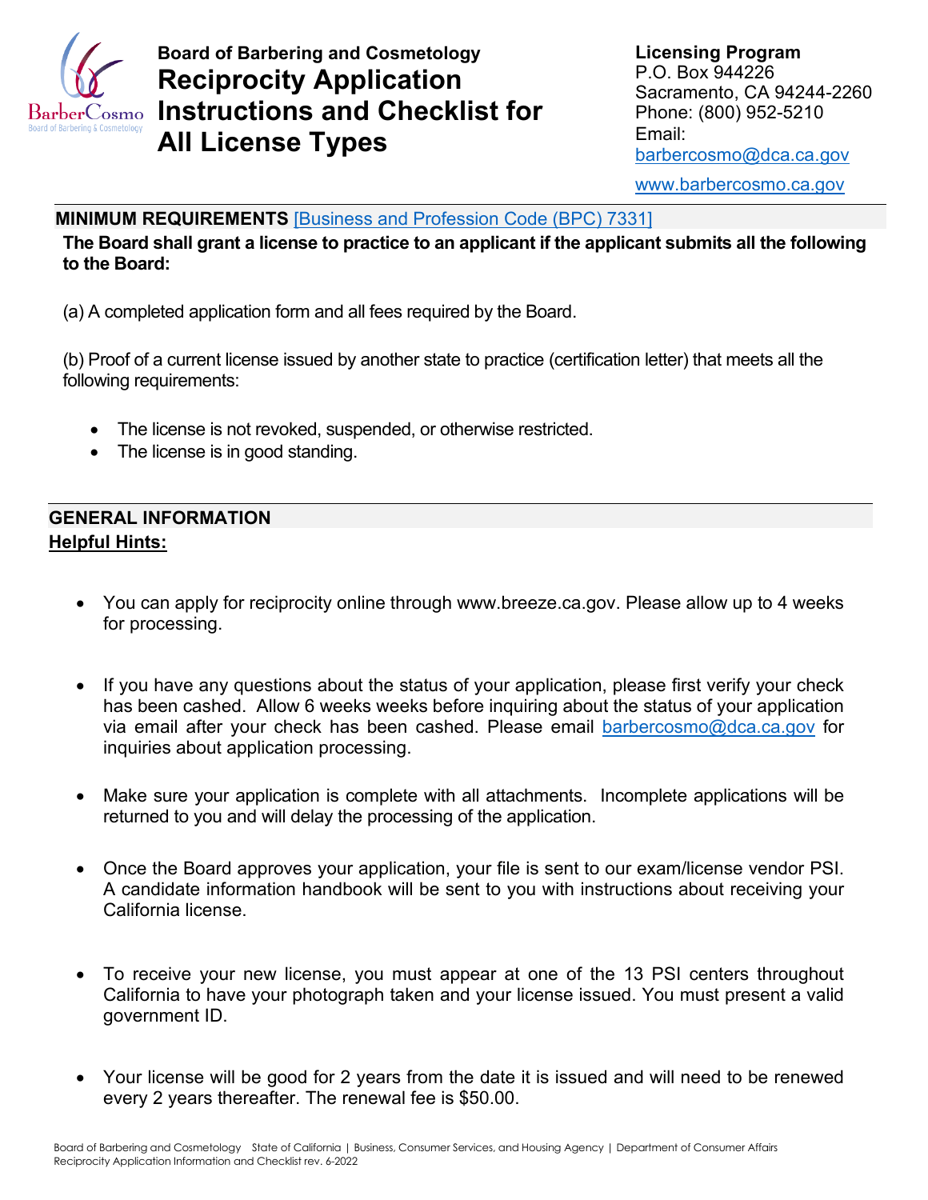**Board of Barbering and Cosmetology**

# Reciprocity Application Instructions and Checklist for All License Types

**Licensing Program**
P.O. Box 944226
Sacramento, CA 94244-2260
Phone: (800) 952-5210
Email:
barbercosmo@dca.ca.gov
www.barbercosmo.ca.gov

## MINIMUM REQUIREMENTS [Business and Profession Code (BPC) 7331]

**The Board shall grant a license to practice to an applicant if the applicant submits all the following to the Board:**

(a) A completed application form and all fees required by the Board.

(b) Proof of a current license issued by another state to practice (certification letter) that meets all the following requirements:

- The license is not revoked, suspended, or otherwise restricted.
- The license is in good standing.

## GENERAL INFORMATION

**Helpful Hints:**

- You can apply for reciprocity online through www.breeze.ca.gov. Please allow up to 4 weeks for processing.
- If you have any questions about the status of your application, please first verify your check has been cashed. Allow 6 weeks weeks before inquiring about the status of your application via email after your check has been cashed. Please email barbercosmo@dca.ca.gov for inquiries about application processing.
- Make sure your application is complete with all attachments. Incomplete applications will be returned to you and will delay the processing of the application.
- Once the Board approves your application, your file is sent to our exam/license vendor PSI. A candidate information handbook will be sent to you with instructions about receiving your California license.
- To receive your new license, you must appear at one of the 13 PSI centers throughout California to have your photograph taken and your license issued. You must present a valid government ID.
- Your license will be good for 2 years from the date it is issued and will need to be renewed every 2 years thereafter. The renewal fee is $50.00.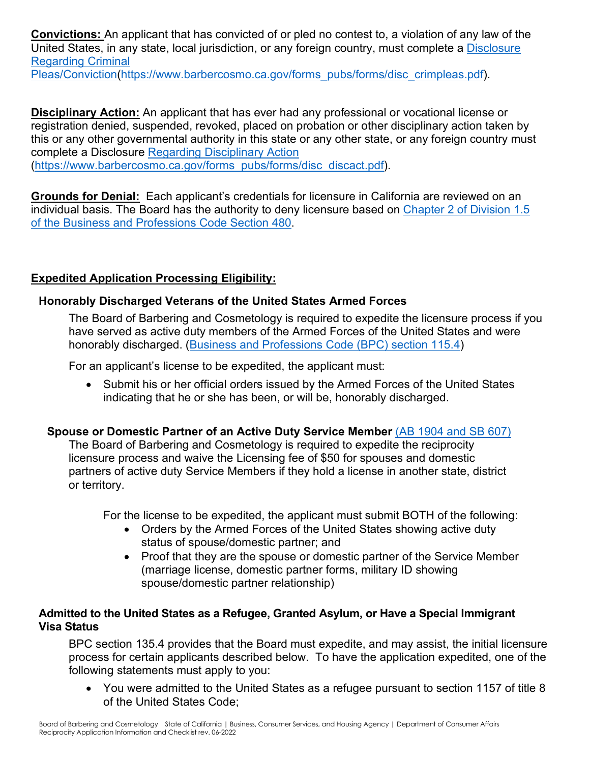**Convictions:** An applicant that has convicted of or pled no contest to, a violation of any law of the United States, in any state, local jurisdiction, or any foreign country, must complete a [Disclosure Regarding Criminal Pleas/Conviction](https://www.barbercosmo.ca.gov/forms_pubs/forms/disc_crimpleas.pdf)(https://www.barbercosmo.ca.gov/forms_pubs/forms/disc_crimpleas.pdf).

**Disciplinary Action:** An applicant that has ever had any professional or vocational license or registration denied, suspended, revoked, placed on probation or other disciplinary action taken by this or any other governmental authority in this state or any other state, or any foreign country must complete a Disclosure [Regarding Disciplinary Action](https://www.barbercosmo.ca.gov/forms_pubs/forms/disc_discact.pdf) (https://www.barbercosmo.ca.gov/forms_pubs/forms/disc_discact.pdf).

**Grounds for Denial:** Each applicant's credentials for licensure in California are reviewed on an individual basis. The Board has the authority to deny licensure based on Chapter 2 of Division 1.5 of the Business and Professions Code Section 480.

## Expedited Application Processing Eligibility:

### Honorably Discharged Veterans of the United States Armed Forces

The Board of Barbering and Cosmetology is required to expedite the licensure process if you have served as active duty members of the Armed Forces of the United States and were honorably discharged. (Business and Professions Code (BPC) section 115.4)

For an applicant's license to be expedited, the applicant must:

- Submit his or her official orders issued by the Armed Forces of the United States indicating that he or she has been, or will be, honorably discharged.

### Spouse or Domestic Partner of an Active Duty Service Member (AB 1904 and SB 607)

The Board of Barbering and Cosmetology is required to expedite the reciprocity licensure process and waive the Licensing fee of $50 for spouses and domestic partners of active duty Service Members if they hold a license in another state, district or territory.

For the license to be expedited, the applicant must submit BOTH of the following:

- Orders by the Armed Forces of the United States showing active duty status of spouse/domestic partner; and
- Proof that they are the spouse or domestic partner of the Service Member (marriage license, domestic partner forms, military ID showing spouse/domestic partner relationship)

### Admitted to the United States as a Refugee, Granted Asylum, or Have a Special Immigrant Visa Status

BPC section 135.4 provides that the Board must expedite, and may assist, the initial licensure process for certain applicants described below. To have the application expedited, one of the following statements must apply to you:

- You were admitted to the United States as a refugee pursuant to section 1157 of title 8 of the United States Code;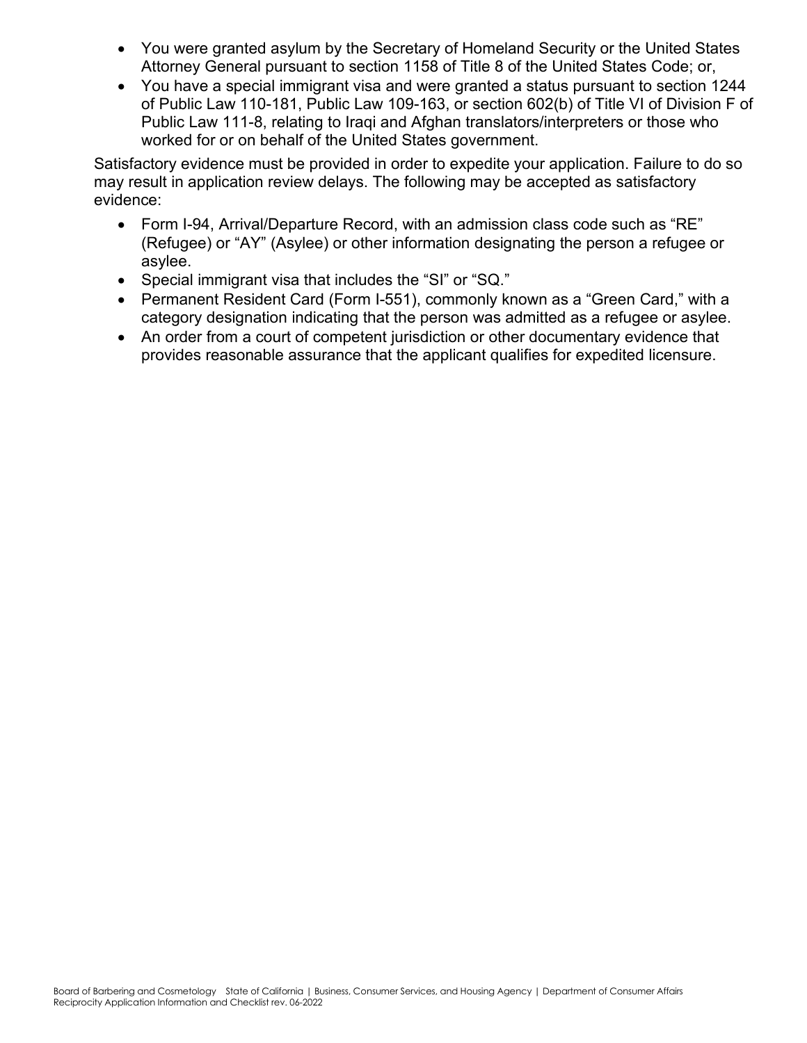- You were granted asylum by the Secretary of Homeland Security or the United States Attorney General pursuant to section 1158 of Title 8 of the United States Code; or,
- You have a special immigrant visa and were granted a status pursuant to section 1244 of Public Law 110-181, Public Law 109-163, or section 602(b) of Title VI of Division F of Public Law 111-8, relating to Iraqi and Afghan translators/interpreters or those who worked for or on behalf of the United States government.

Satisfactory evidence must be provided in order to expedite your application. Failure to do so may result in application review delays. The following may be accepted as satisfactory evidence:

- Form I-94, Arrival/Departure Record, with an admission class code such as "RE" (Refugee) or "AY" (Asylee) or other information designating the person a refugee or asylee.
- Special immigrant visa that includes the "SI" or "SQ."
- Permanent Resident Card (Form I-551), commonly known as a "Green Card," with a category designation indicating that the person was admitted as a refugee or asylee.
- An order from a court of competent jurisdiction or other documentary evidence that provides reasonable assurance that the applicant qualifies for expedited licensure.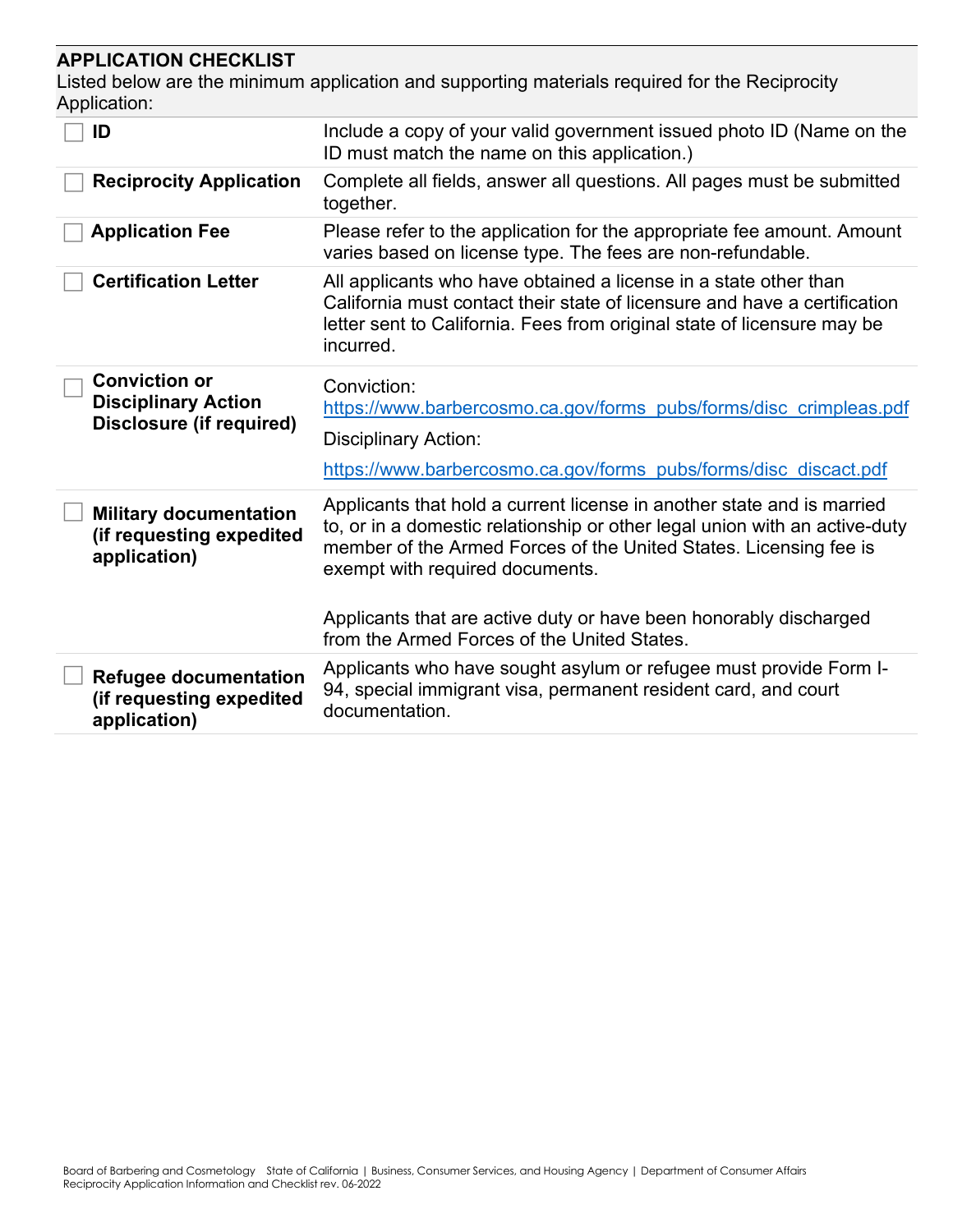## APPLICATION CHECKLIST

Listed below are the minimum application and supporting materials required for the Reciprocity Application:

| | |
|---|---|
| ☐ **ID** | Include a copy of your valid government issued photo ID (Name on the ID must match the name on this application.) |
| ☐ **Reciprocity Application** | Complete all fields, answer all questions. All pages must be submitted together. |
| ☐ **Application Fee** | Please refer to the application for the appropriate fee amount. Amount varies based on license type. The fees are non-refundable. |
| ☐ **Certification Letter** | All applicants who have obtained a license in a state other than California must contact their state of licensure and have a certification letter sent to California. Fees from original state of licensure may be incurred. |
| ☐ **Conviction or Disciplinary Action Disclosure (if required)** | Conviction: https://www.barbercosmo.ca.gov/forms_pubs/forms/disc_crimpleas.pdf<br>Disciplinary Action:<br>https://www.barbercosmo.ca.gov/forms_pubs/forms/disc_discact.pdf |
| ☐ **Military documentation (if requesting expedited application)** | Applicants that hold a current license in another state and is married to, or in a domestic relationship or other legal union with an active-duty member of the Armed Forces of the United States. Licensing fee is exempt with required documents.<br><br>Applicants that are active duty or have been honorably discharged from the Armed Forces of the United States. |
| ☐ **Refugee documentation (if requesting expedited application)** | Applicants who have sought asylum or refugee must provide Form I-94, special immigrant visa, permanent resident card, and court documentation. |